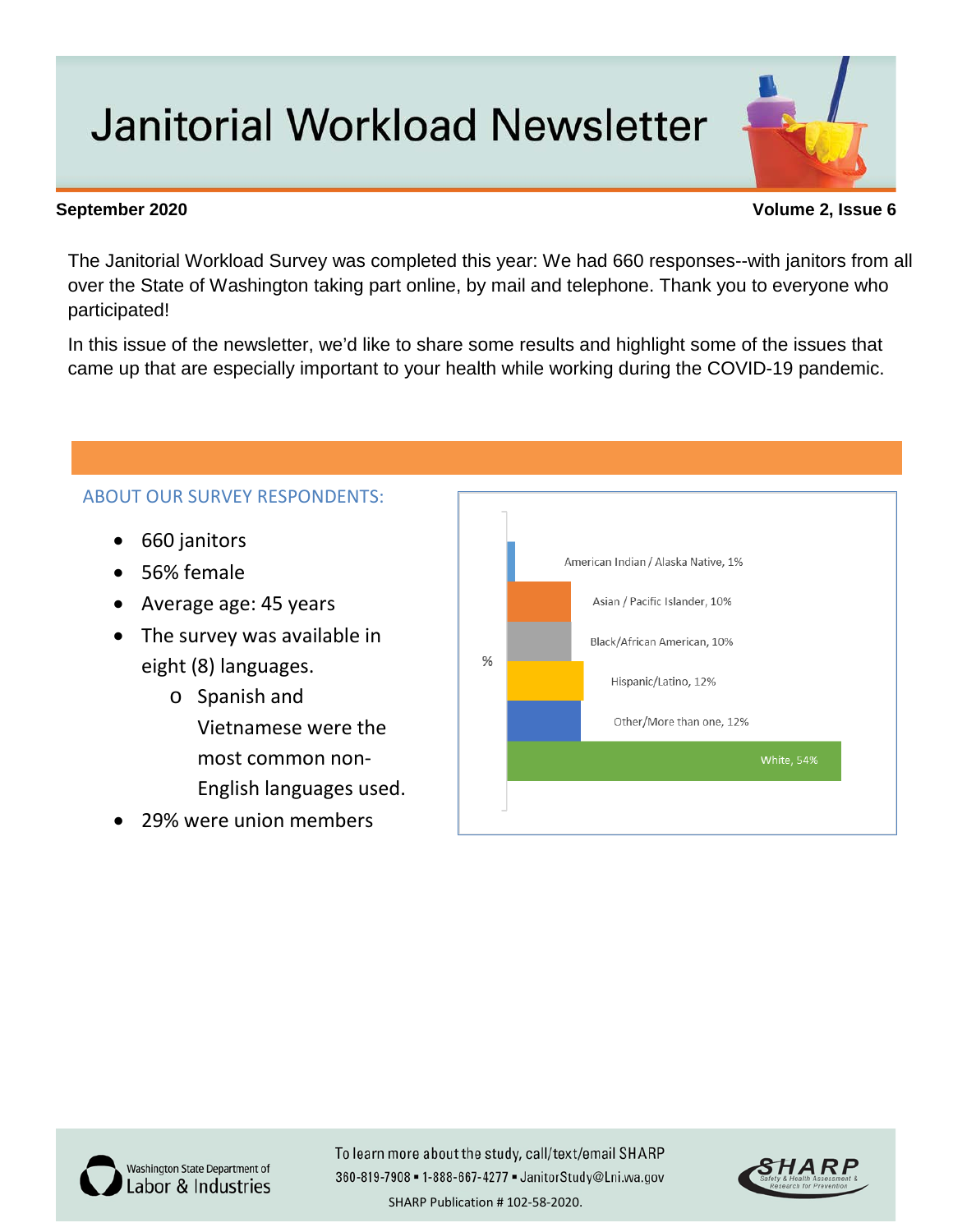# Janitorial Workload Newsletter

**September 2020** **Volume 2, Issue 6**

The Janitorial Workload Survey was completed this year: We had 660 responses--with janitors from all over the State of Washington taking part online, by mail and telephone. Thank you to everyone who participated!

In this issue of the newsletter, we'd like to share some results and highlight some of the issues that came up that are especially important to your health while working during the COVID-19 pandemic.

## ABOUT OUR SURVEY RESPONDENTS:

- 660 janitors
- 56% female
- Average age: 45 years
- The survey was available in eight (8) languages.
  - Spanish and Vietnamese were the most common non-English languages used.
- 29% were union members

| Race/Ethnicity | % |
| --- | --- |
| American Indian / Alaska Native | 1% |
| Asian / Pacific Islander | 10% |
| Black/African American | 10% |
| Hispanic/Latino | 12% |
| Other/More than one | 12% |
| White | 54% |

Washington State Department of Labor & Industries

To learn more about the study, call/text/email SHARP
360-819-7908 ▪ 1-888-667-4277 ▪ JanitorStudy@Lni.wa.gov
SHARP Publication # 102-58-2020.

SHARP Safety & Health Assessment & Research for Prevention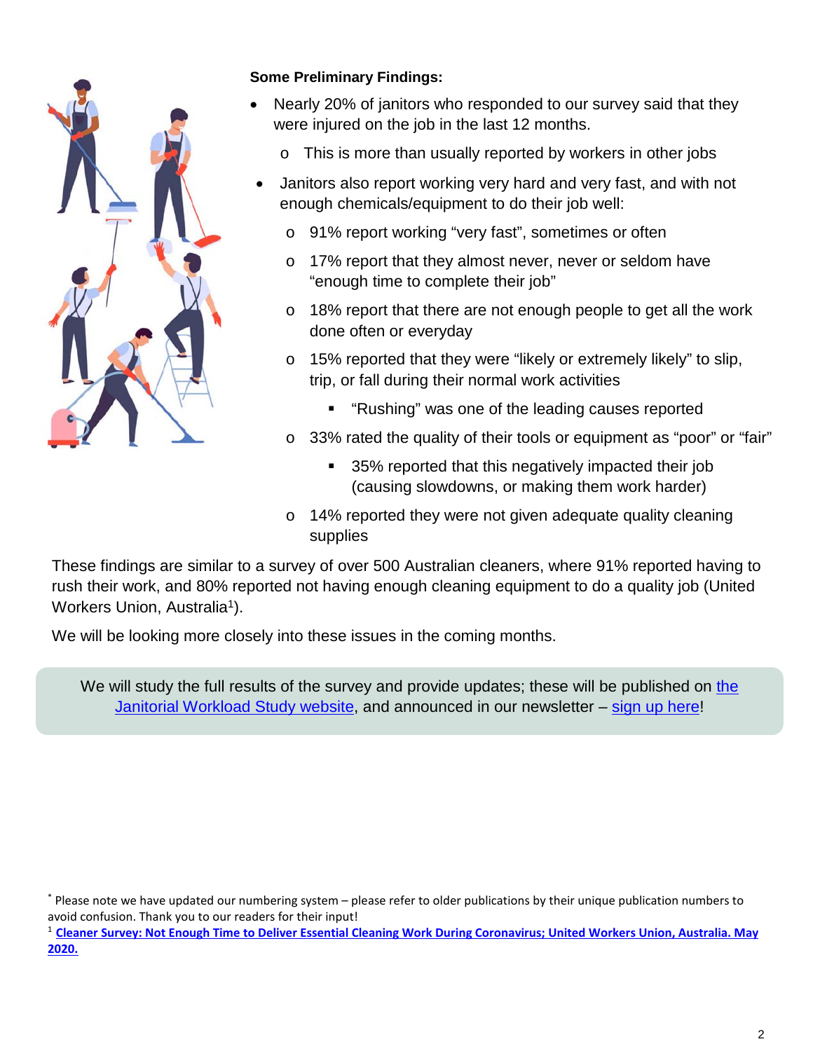**Some Preliminary Findings:**

- Nearly 20% of janitors who responded to our survey said that they were injured on the job in the last 12 months.
    - This is more than usually reported by workers in other jobs
- Janitors also report working very hard and very fast, and with not enough chemicals/equipment to do their job well:
    - 91% report working "very fast", sometimes or often
    - 17% report that they almost never, never or seldom have "enough time to complete their job"
    - 18% report that there are not enough people to get all the work done often or everyday
    - 15% reported that they were "likely or extremely likely" to slip, trip, or fall during their normal work activities
        - "Rushing" was one of the leading causes reported
    - 33% rated the quality of their tools or equipment as "poor" or "fair"
        - 35% reported that this negatively impacted their job (causing slowdowns, or making them work harder)
    - 14% reported they were not given adequate quality cleaning supplies

These findings are similar to a survey of over 500 Australian cleaners, where 91% reported having to rush their work, and 80% reported not having enough cleaning equipment to do a quality job (United Workers Union, Australia[1]).

We will be looking more closely into these issues in the coming months.

We will study the full results of the survey and provide updates; these will be published on [the Janitorial Workload Study website](), and announced in our newsletter – [sign up here]()!

---

[*] Please note we have updated our numbering system – please refer to older publications by their unique publication numbers to avoid confusion. Thank you to our readers for their input!

[1] **Cleaner Survey: Not Enough Time to Deliver Essential Cleaning Work During Coronavirus; United Workers Union, Australia. May 2020.**